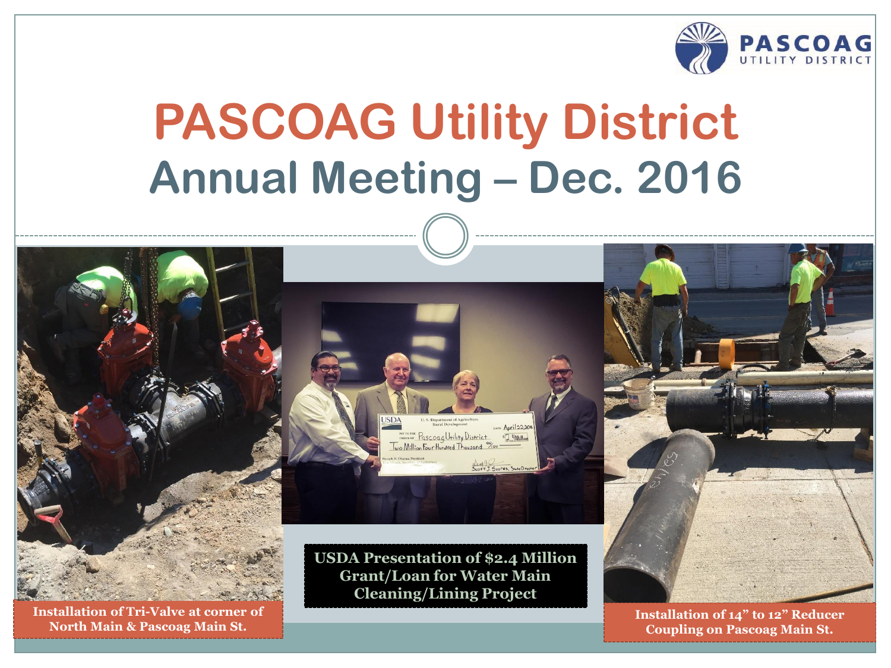# PASCOAG Utility District

## Annual Meeting – Dec. 2016

Installation of Tri-Valve at corner of North Main & Pascoag Main St.

USDA Presentation of $2.4 Million Grant/Loan for Water Main Cleaning/Lining Project

Installation of 14" to 12" Reducer Coupling on Pascoag Main St.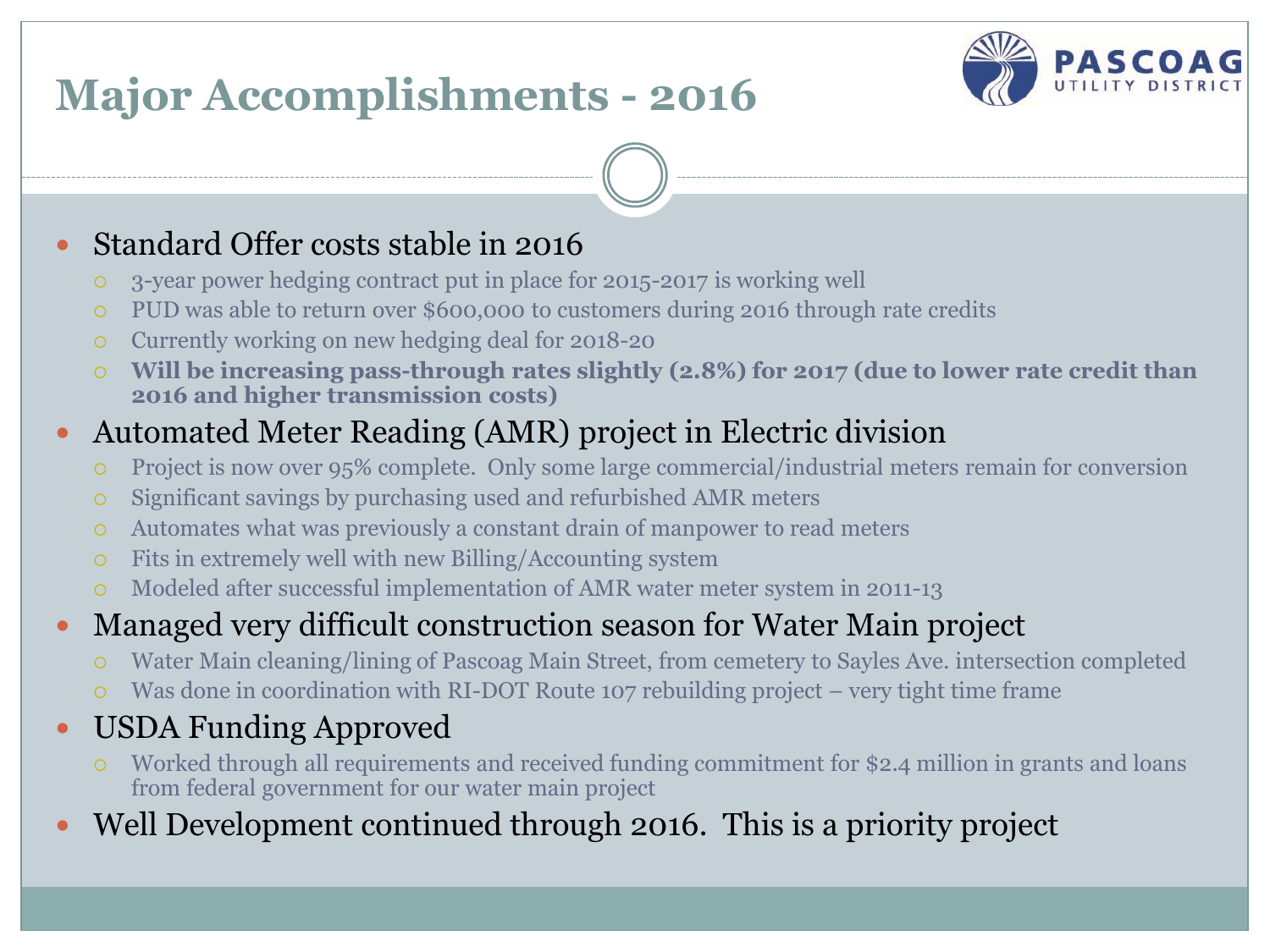# Major Accomplishments - 2016

- Standard Offer costs stable in 2016
  - 3-year power hedging contract put in place for 2015-2017 is working well
  - PUD was able to return over $600,000 to customers during 2016 through rate credits
  - Currently working on new hedging deal for 2018-20
  - **Will be increasing pass-through rates slightly (2.8%) for 2017 (due to lower rate credit than 2016 and higher transmission costs)**
- Automated Meter Reading (AMR) project in Electric division
  - Project is now over 95% complete. Only some large commercial/industrial meters remain for conversion
  - Significant savings by purchasing used and refurbished AMR meters
  - Automates what was previously a constant drain of manpower to read meters
  - Fits in extremely well with new Billing/Accounting system
  - Modeled after successful implementation of AMR water meter system in 2011-13
- Managed very difficult construction season for Water Main project
  - Water Main cleaning/lining of Pascoag Main Street, from cemetery to Sayles Ave. intersection completed
  - Was done in coordination with RI-DOT Route 107 rebuilding project – very tight time frame
- USDA Funding Approved
  - Worked through all requirements and received funding commitment for $2.4 million in grants and loans from federal government for our water main project
- Well Development continued through 2016. This is a priority project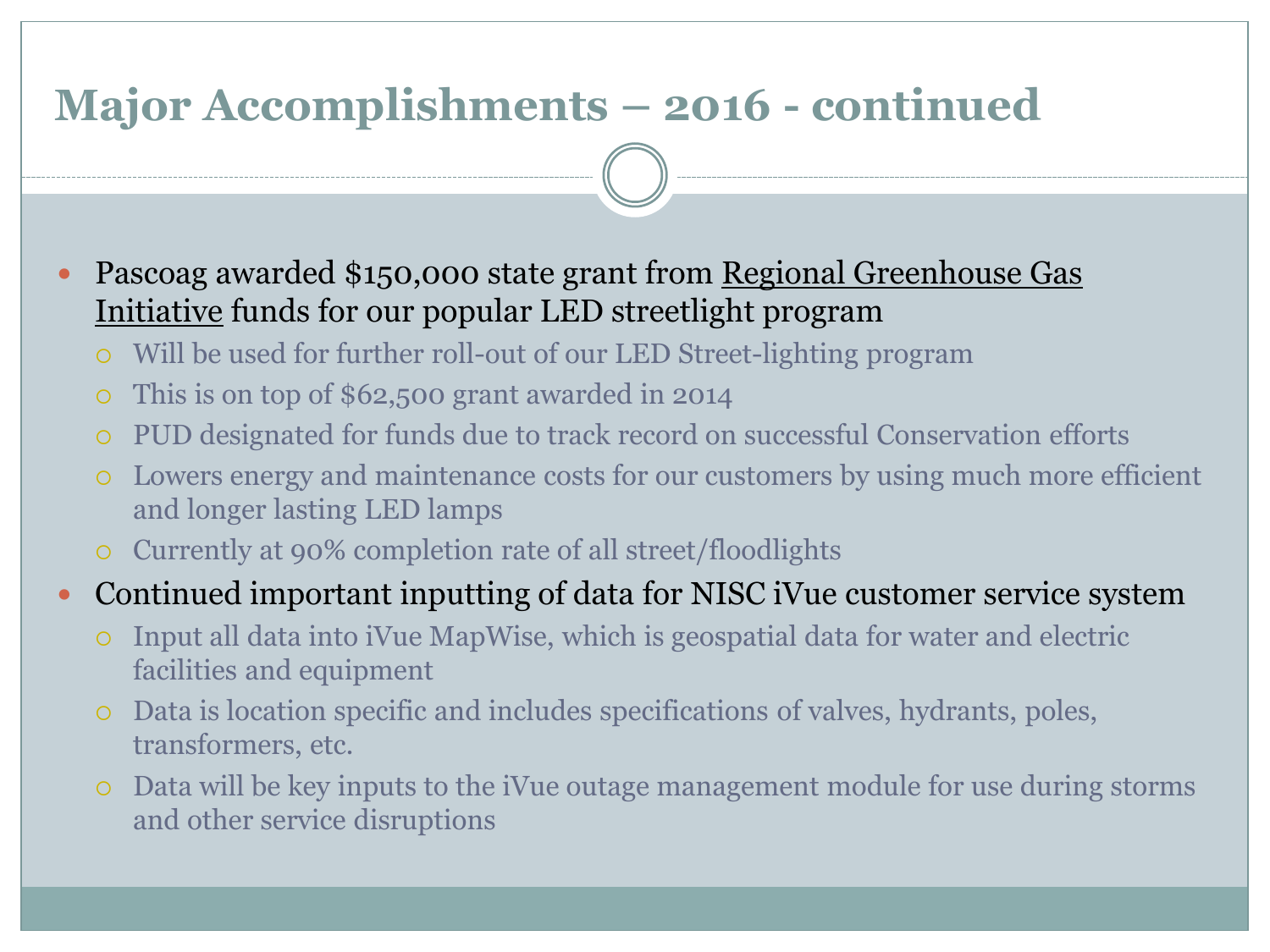# Major Accomplishments – 2016 - continued

- Pascoag awarded $150,000 state grant from Regional Greenhouse Gas Initiative funds for our popular LED streetlight program
  - Will be used for further roll-out of our LED Street-lighting program
  - This is on top of $62,500 grant awarded in 2014
  - PUD designated for funds due to track record on successful Conservation efforts
  - Lowers energy and maintenance costs for our customers by using much more efficient and longer lasting LED lamps
  - Currently at 90% completion rate of all street/floodlights
- Continued important inputting of data for NISC iVue customer service system
  - Input all data into iVue MapWise, which is geospatial data for water and electric facilities and equipment
  - Data is location specific and includes specifications of valves, hydrants, poles, transformers, etc.
  - Data will be key inputs to the iVue outage management module for use during storms and other service disruptions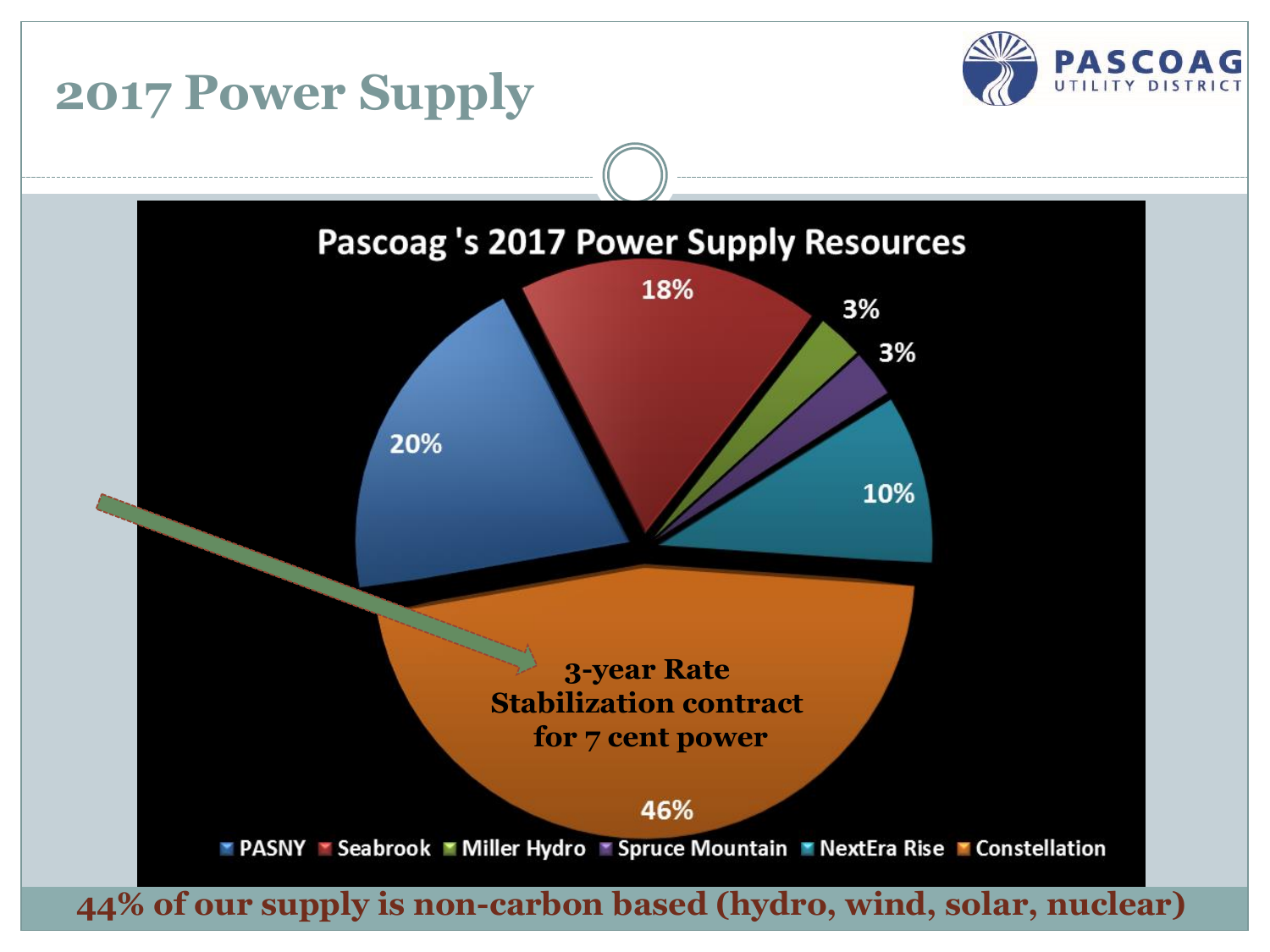# 2017 Power Supply

## Pascoag 's 2017 Power Supply Resources

| Source | Share |
| --- | --- |
| PASNY | 20% |
| Seabrook | 18% |
| Miller Hydro | 3% |
| Spruce Mountain | 3% |
| NextEra Rise | 10% |
| Constellation | 46% |

3-year Rate Stabilization contract for 7 cent power

**44% of our supply is non-carbon based (hydro, wind, solar, nuclear)**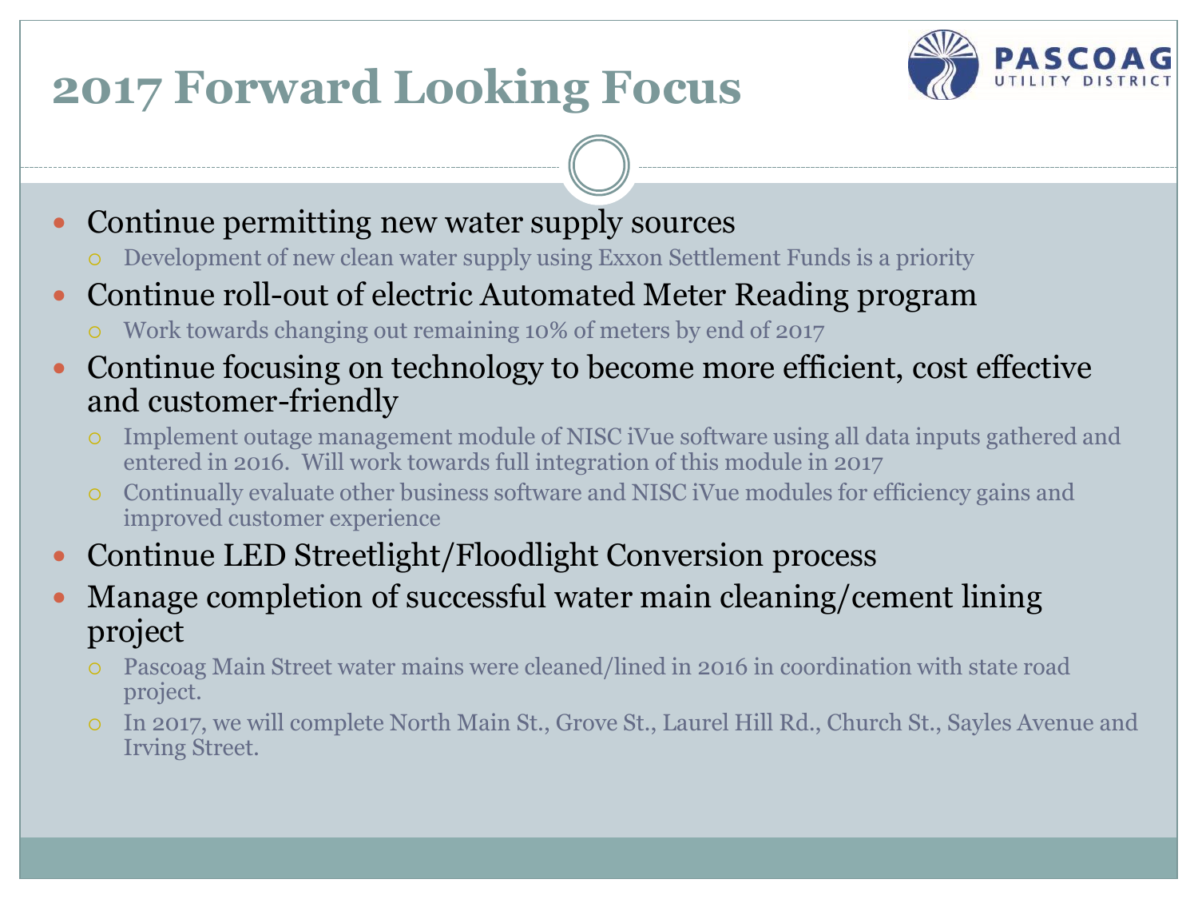# 2017 Forward Looking Focus

PASCOAG UTILITY DISTRICT

- Continue permitting new water supply sources
  - Development of new clean water supply using Exxon Settlement Funds is a priority
- Continue roll-out of electric Automated Meter Reading program
  - Work towards changing out remaining 10% of meters by end of 2017
- Continue focusing on technology to become more efficient, cost effective and customer-friendly
  - Implement outage management module of NISC iVue software using all data inputs gathered and entered in 2016. Will work towards full integration of this module in 2017
  - Continually evaluate other business software and NISC iVue modules for efficiency gains and improved customer experience
- Continue LED Streetlight/Floodlight Conversion process
- Manage completion of successful water main cleaning/cement lining project
  - Pascoag Main Street water mains were cleaned/lined in 2016 in coordination with state road project.
  - In 2017, we will complete North Main St., Grove St., Laurel Hill Rd., Church St., Sayles Avenue and Irving Street.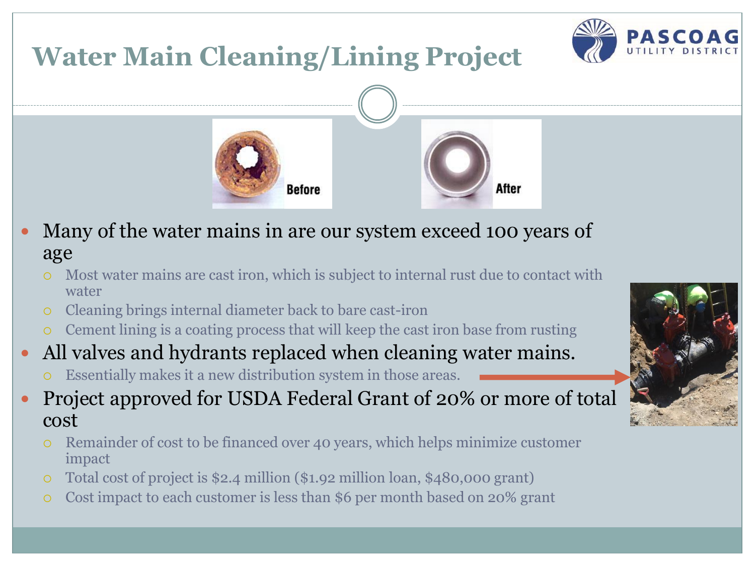# Water Main Cleaning/Lining Project

Before

After

- Many of the water mains in are our system exceed 100 years of age
  - Most water mains are cast iron, which is subject to internal rust due to contact with water
  - Cleaning brings internal diameter back to bare cast-iron
  - Cement lining is a coating process that will keep the cast iron base from rusting
- All valves and hydrants replaced when cleaning water mains.
  - Essentially makes it a new distribution system in those areas.
- Project approved for USDA Federal Grant of 20% or more of total cost
  - Remainder of cost to be financed over 40 years, which helps minimize customer impact
  - Total cost of project is $2.4 million ($1.92 million loan, $480,000 grant)
  - Cost impact to each customer is less than $6 per month based on 20% grant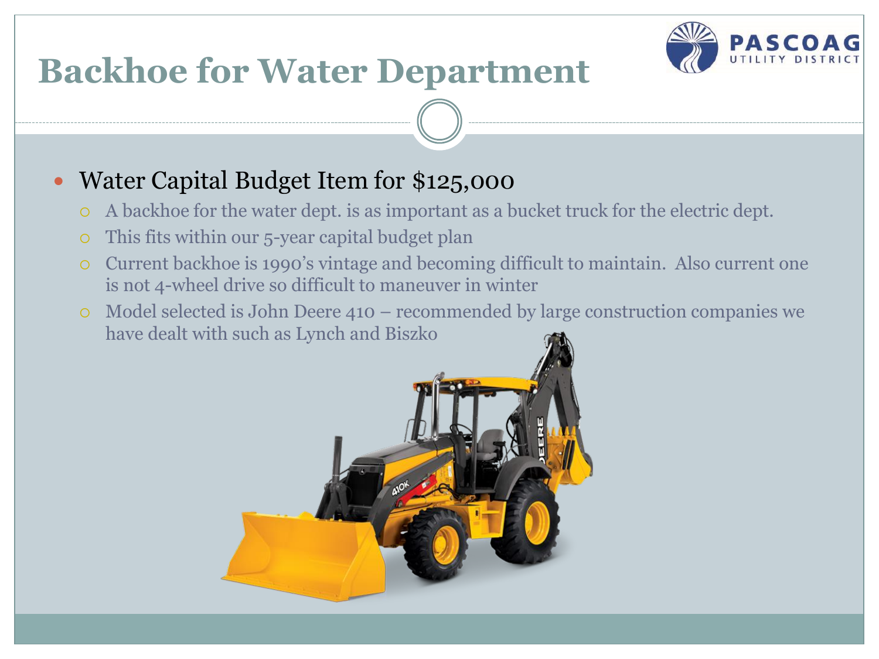# Backhoe for Water Department

- Water Capital Budget Item for $125,000
  - A backhoe for the water dept. is as important as a bucket truck for the electric dept.
  - This fits within our 5-year capital budget plan
  - Current backhoe is 1990's vintage and becoming difficult to maintain. Also current one is not 4-wheel drive so difficult to maneuver in winter
  - Model selected is John Deere 410 – recommended by large construction companies we have dealt with such as Lynch and Biszko